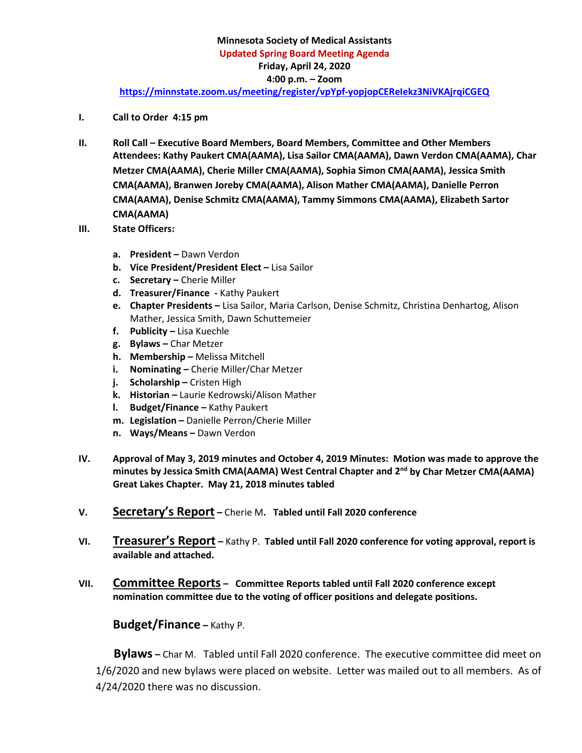**Minnesota Society of Medical Assistants**
**Updated Spring Board Meeting Agenda**
**Friday, April 24, 2020**
**4:00 p.m. – Zoom**
**https://minnstate.zoom.us/meeting/register/vpYpf-yopjopCEReIekz3NiVKAjrqiCGEQ**

**I. Call to Order 4:15 pm**

**II. Roll Call – Executive Board Members, Board Members, Committee and Other Members**
**Attendees: Kathy Paukert CMA(AAMA), Lisa Sailor CMA(AAMA), Dawn Verdon CMA(AAMA), Char Metzer CMA(AAMA), Cherie Miller CMA(AAMA), Sophia Simon CMA(AAMA), Jessica Smith CMA(AAMA), Branwen Joreby CMA(AAMA), Alison Mather CMA(AAMA), Danielle Perron CMA(AAMA), Denise Schmitz CMA(AAMA), Tammy Simmons CMA(AAMA), Elizabeth Sartor CMA(AAMA)**

**III. State Officers:**

a. **President –** Dawn Verdon
b. **Vice President/President Elect –** Lisa Sailor
c. **Secretary –** Cherie Miller
d. **Treasurer/Finance -** Kathy Paukert
e. **Chapter Presidents –** Lisa Sailor, Maria Carlson, Denise Schmitz, Christina Denhartog, Alison Mather, Jessica Smith, Dawn Schuttemeier
f. **Publicity –** Lisa Kuechle
g. **Bylaws –** Char Metzer
h. **Membership –** Melissa Mitchell
i. **Nominating –** Cherie Miller/Char Metzer
j. **Scholarship –** Cristen High
k. **Historian –** Laurie Kedrowski/Alison Mather
l. **Budget/Finance –** Kathy Paukert
m. **Legislation –** Danielle Perron/Cherie Miller
n. **Ways/Means –** Dawn Verdon

**IV. Approval of May 3, 2019 minutes and October 4, 2019 Minutes: Motion was made to approve the minutes by Jessica Smith CMA(AAMA) West Central Chapter and 2nd by Char Metzer CMA(AAMA) Great Lakes Chapter. May 21, 2018 minutes tabled**

**V. Secretary's Report** – Cherie M. **Tabled until Fall 2020 conference**

**VI. Treasurer's Report** – Kathy P. **Tabled until Fall 2020 conference for voting approval, report is available and attached.**

**VII. Committee Reports – Committee Reports tabled until Fall 2020 conference except nomination committee due to the voting of officer positions and delegate positions.**

**Budget/Finance** – Kathy P.

**Bylaws** – Char M. Tabled until Fall 2020 conference. The executive committee did meet on 1/6/2020 and new bylaws were placed on website. Letter was mailed out to all members. As of 4/24/2020 there was no discussion.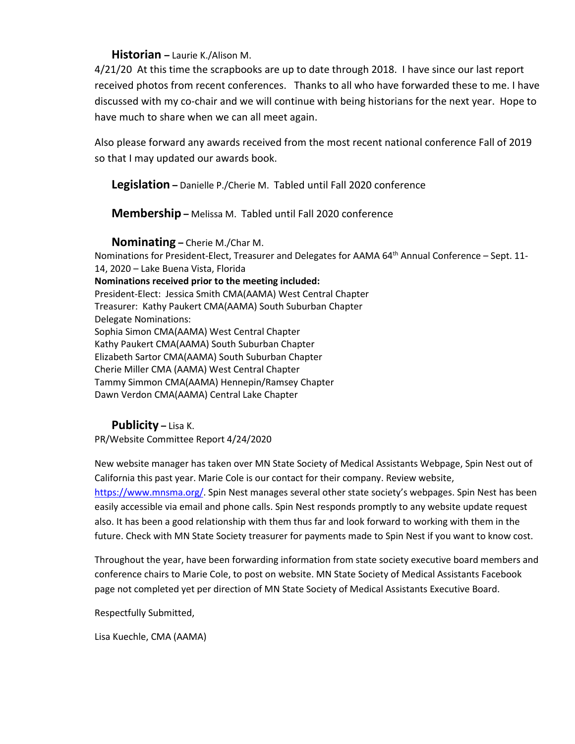**Historian** – Laurie K./Alison M.

4/21/20 At this time the scrapbooks are up to date through 2018. I have since our last report received photos from recent conferences. Thanks to all who have forwarded these to me. I have discussed with my co-chair and we will continue with being historians for the next year. Hope to have much to share when we can all meet again.

Also please forward any awards received from the most recent national conference Fall of 2019 so that I may updated our awards book.

**Legislation** – Danielle P./Cherie M. Tabled until Fall 2020 conference

**Membership** – Melissa M. Tabled until Fall 2020 conference

**Nominating** – Cherie M./Char M.

Nominations for President-Elect, Treasurer and Delegates for AAMA 64th Annual Conference – Sept. 11-14, 2020 – Lake Buena Vista, Florida

**Nominations received prior to the meeting included:**

President-Elect: Jessica Smith CMA(AAMA) West Central Chapter
Treasurer: Kathy Paukert CMA(AAMA) South Suburban Chapter
Delegate Nominations:
Sophia Simon CMA(AAMA) West Central Chapter
Kathy Paukert CMA(AAMA) South Suburban Chapter
Elizabeth Sartor CMA(AAMA) South Suburban Chapter
Cherie Miller CMA (AAMA) West Central Chapter
Tammy Simmon CMA(AAMA) Hennepin/Ramsey Chapter
Dawn Verdon CMA(AAMA) Central Lake Chapter

**Publicity** – Lisa K.

PR/Website Committee Report 4/24/2020

New website manager has taken over MN State Society of Medical Assistants Webpage, Spin Nest out of California this past year. Marie Cole is our contact for their company. Review website, [https://www.mnsma.org/](https://www.mnsma.org/). Spin Nest manages several other state society's webpages. Spin Nest has been easily accessible via email and phone calls. Spin Nest responds promptly to any website update request also. It has been a good relationship with them thus far and look forward to working with them in the future. Check with MN State Society treasurer for payments made to Spin Nest if you want to know cost.

Throughout the year, have been forwarding information from state society executive board members and conference chairs to Marie Cole, to post on website. MN State Society of Medical Assistants Facebook page not completed yet per direction of MN State Society of Medical Assistants Executive Board.

Respectfully Submitted,

Lisa Kuechle, CMA (AAMA)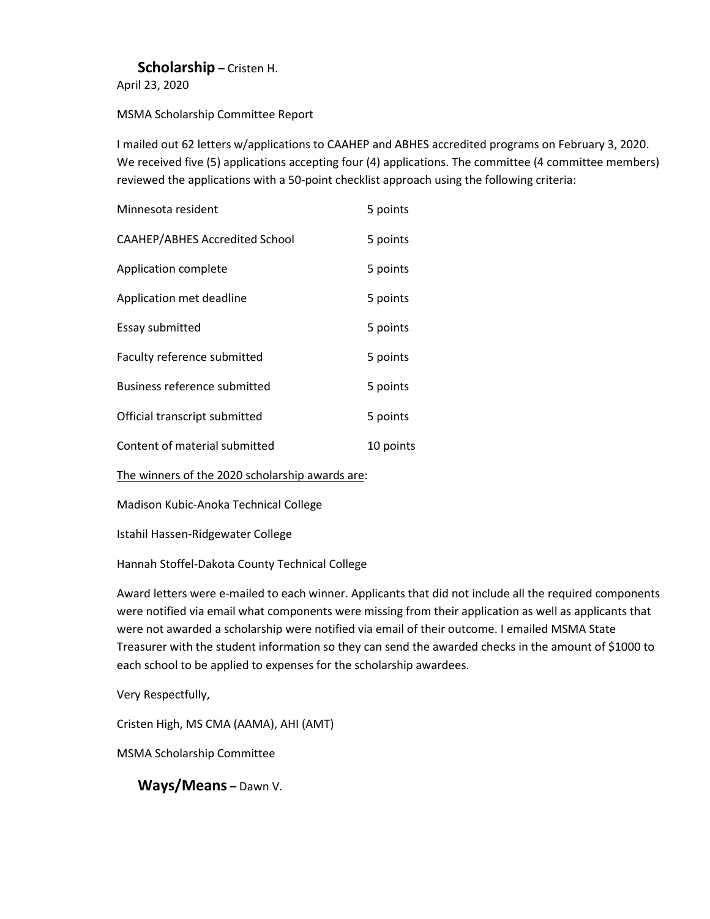## **Scholarship –** Cristen H.

April 23, 2020

MSMA Scholarship Committee Report

I mailed out 62 letters w/applications to CAAHEP and ABHES accredited programs on February 3, 2020. We received five (5) applications accepting four (4) applications. The committee (4 committee members) reviewed the applications with a 50-point checklist approach using the following criteria:

| | |
|---|---|
| Minnesota resident | 5 points |
| CAAHEP/ABHES Accredited School | 5 points |
| Application complete | 5 points |
| Application met deadline | 5 points |
| Essay submitted | 5 points |
| Faculty reference submitted | 5 points |
| Business reference submitted | 5 points |
| Official transcript submitted | 5 points |
| Content of material submitted | 10 points |

<u>The winners of the 2020 scholarship awards are</u>:

Madison Kubic-Anoka Technical College

Istahil Hassen-Ridgewater College

Hannah Stoffel-Dakota County Technical College

Award letters were e-mailed to each winner. Applicants that did not include all the required components were notified via email what components were missing from their application as well as applicants that were not awarded a scholarship were notified via email of their outcome. I emailed MSMA State Treasurer with the student information so they can send the awarded checks in the amount of $1000 to each school to be applied to expenses for the scholarship awardees.

Very Respectfully,

Cristen High, MS CMA (AAMA), AHI (AMT)

MSMA Scholarship Committee

## **Ways/Means –** Dawn V.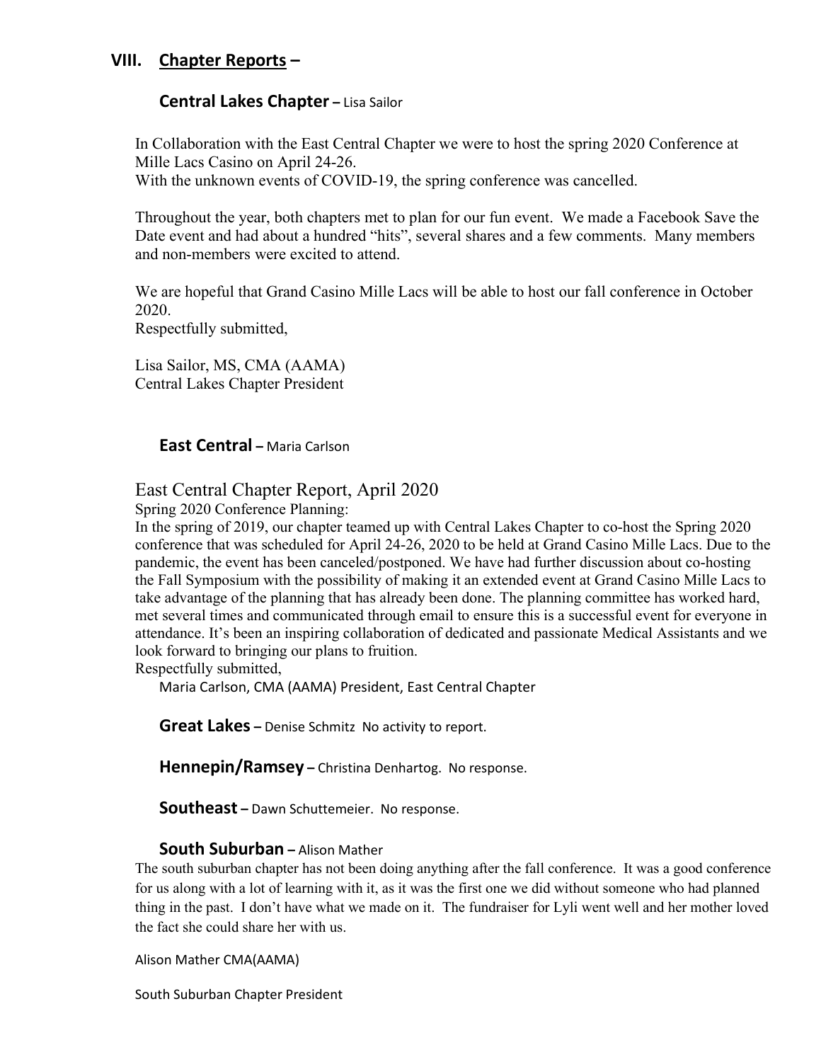## VIII. Chapter Reports –

### Central Lakes Chapter – Lisa Sailor

In Collaboration with the East Central Chapter we were to host the spring 2020 Conference at Mille Lacs Casino on April 24-26.
With the unknown events of COVID-19, the spring conference was cancelled.

Throughout the year, both chapters met to plan for our fun event. We made a Facebook Save the Date event and had about a hundred "hits", several shares and a few comments. Many members and non-members were excited to attend.

We are hopeful that Grand Casino Mille Lacs will be able to host our fall conference in October 2020.
Respectfully submitted,

Lisa Sailor, MS, CMA (AAMA)
Central Lakes Chapter President

### East Central – Maria Carlson

East Central Chapter Report, April 2020

Spring 2020 Conference Planning:

In the spring of 2019, our chapter teamed up with Central Lakes Chapter to co-host the Spring 2020 conference that was scheduled for April 24-26, 2020 to be held at Grand Casino Mille Lacs. Due to the pandemic, the event has been canceled/postponed. We have had further discussion about co-hosting the Fall Symposium with the possibility of making it an extended event at Grand Casino Mille Lacs to take advantage of the planning that has already been done. The planning committee has worked hard, met several times and communicated through email to ensure this is a successful event for everyone in attendance. It's been an inspiring collaboration of dedicated and passionate Medical Assistants and we look forward to bringing our plans to fruition.
Respectfully submitted,

Maria Carlson, CMA (AAMA) President, East Central Chapter

### Great Lakes – Denise Schmitz No activity to report.

### Hennepin/Ramsey – Christina Denhartog. No response.

### Southeast – Dawn Schuttemeier. No response.

### South Suburban – Alison Mather

The south suburban chapter has not been doing anything after the fall conference. It was a good conference for us along with a lot of learning with it, as it was the first one we did without someone who had planned thing in the past. I don't have what we made on it. The fundraiser for Lyli went well and her mother loved the fact she could share her with us.

Alison Mather CMA(AAMA)

South Suburban Chapter President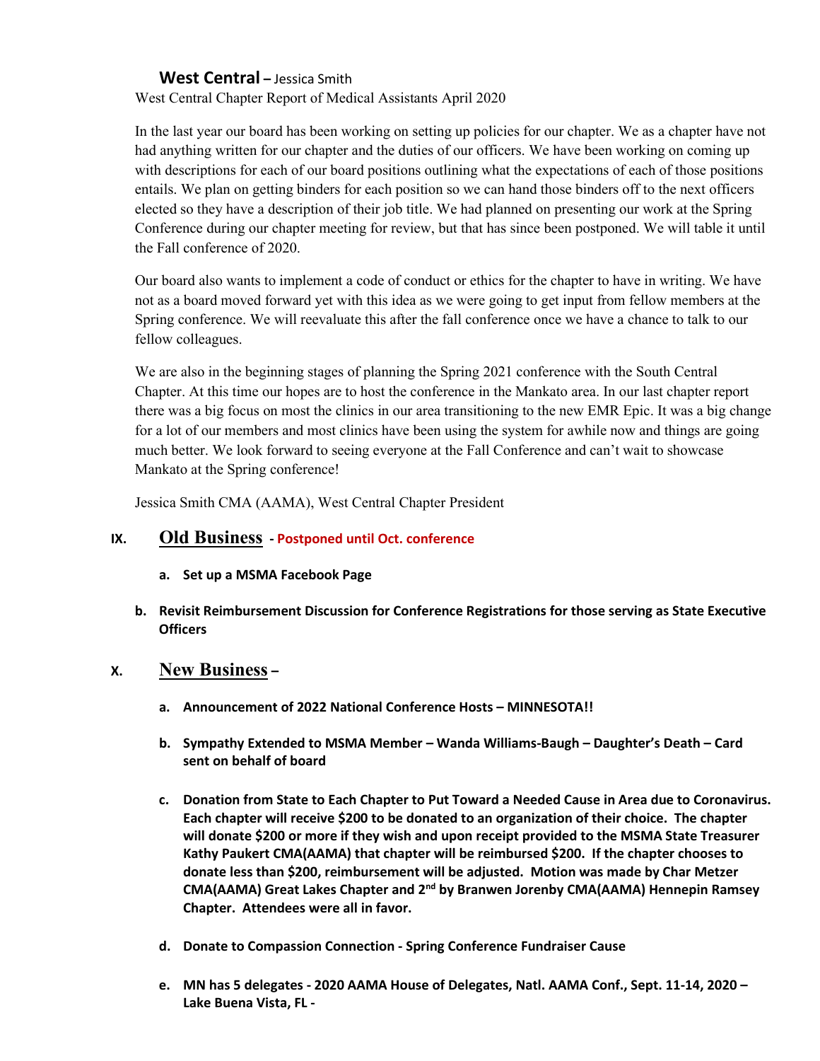### **West Central** – Jessica Smith

West Central Chapter Report of Medical Assistants April 2020

In the last year our board has been working on setting up policies for our chapter. We as a chapter have not had anything written for our chapter and the duties of our officers. We have been working on coming up with descriptions for each of our board positions outlining what the expectations of each of those positions entails. We plan on getting binders for each position so we can hand those binders off to the next officers elected so they have a description of their job title. We had planned on presenting our work at the Spring Conference during our chapter meeting for review, but that has since been postponed. We will table it until the Fall conference of 2020.

Our board also wants to implement a code of conduct or ethics for the chapter to have in writing. We have not as a board moved forward yet with this idea as we were going to get input from fellow members at the Spring conference. We will reevaluate this after the fall conference once we have a chance to talk to our fellow colleagues.

We are also in the beginning stages of planning the Spring 2021 conference with the South Central Chapter. At this time our hopes are to host the conference in the Mankato area. In our last chapter report there was a big focus on most the clinics in our area transitioning to the new EMR Epic. It was a big change for a lot of our members and most clinics have been using the system for awhile now and things are going much better. We look forward to seeing everyone at the Fall Conference and can't wait to showcase Mankato at the Spring conference!

Jessica Smith CMA (AAMA), West Central Chapter President

## IX. Old Business - **Postponed until Oct. conference**

- **a. Set up a MSMA Facebook Page**
- **b. Revisit Reimbursement Discussion for Conference Registrations for those serving as State Executive Officers**

## X. New Business –

- **a. Announcement of 2022 National Conference Hosts – MINNESOTA!!**
- **b. Sympathy Extended to MSMA Member – Wanda Williams-Baugh – Daughter's Death – Card sent on behalf of board**
- **c. Donation from State to Each Chapter to Put Toward a Needed Cause in Area due to Coronavirus. Each chapter will receive $200 to be donated to an organization of their choice. The chapter will donate $200 or more if they wish and upon receipt provided to the MSMA State Treasurer Kathy Paukert CMA(AAMA) that chapter will be reimbursed $200. If the chapter chooses to donate less than $200, reimbursement will be adjusted. Motion was made by Char Metzer CMA(AAMA) Great Lakes Chapter and 2nd by Branwen Jorenby CMA(AAMA) Hennepin Ramsey Chapter. Attendees were all in favor.**
- **d. Donate to Compassion Connection - Spring Conference Fundraiser Cause**
- **e. MN has 5 delegates - 2020 AAMA House of Delegates, Natl. AAMA Conf., Sept. 11-14, 2020 – Lake Buena Vista, FL -**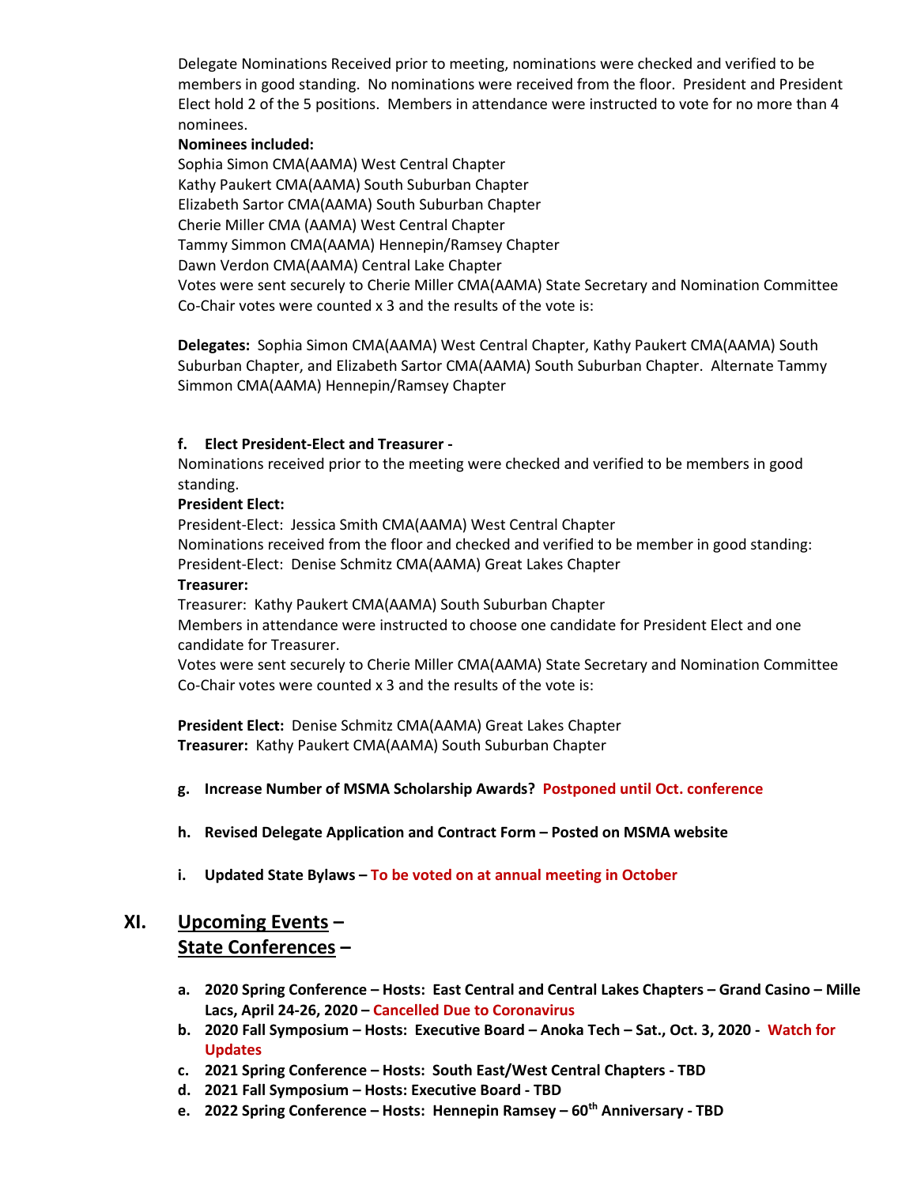Delegate Nominations Received prior to meeting, nominations were checked and verified to be members in good standing. No nominations were received from the floor. President and President Elect hold 2 of the 5 positions. Members in attendance were instructed to vote for no more than 4 nominees.

**Nominees included:**

Sophia Simon CMA(AAMA) West Central Chapter
Kathy Paukert CMA(AAMA) South Suburban Chapter
Elizabeth Sartor CMA(AAMA) South Suburban Chapter
Cherie Miller CMA (AAMA) West Central Chapter
Tammy Simmon CMA(AAMA) Hennepin/Ramsey Chapter
Dawn Verdon CMA(AAMA) Central Lake Chapter
Votes were sent securely to Cherie Miller CMA(AAMA) State Secretary and Nomination Committee Co-Chair votes were counted x 3 and the results of the vote is:

**Delegates:** Sophia Simon CMA(AAMA) West Central Chapter, Kathy Paukert CMA(AAMA) South Suburban Chapter, and Elizabeth Sartor CMA(AAMA) South Suburban Chapter. Alternate Tammy Simmon CMA(AAMA) Hennepin/Ramsey Chapter

**f. Elect President-Elect and Treasurer -**

Nominations received prior to the meeting were checked and verified to be members in good standing.

**President Elect:**

President-Elect: Jessica Smith CMA(AAMA) West Central Chapter
Nominations received from the floor and checked and verified to be member in good standing:
President-Elect: Denise Schmitz CMA(AAMA) Great Lakes Chapter

**Treasurer:**

Treasurer: Kathy Paukert CMA(AAMA) South Suburban Chapter
Members in attendance were instructed to choose one candidate for President Elect and one candidate for Treasurer.
Votes were sent securely to Cherie Miller CMA(AAMA) State Secretary and Nomination Committee Co-Chair votes were counted x 3 and the results of the vote is:

**President Elect:** Denise Schmitz CMA(AAMA) Great Lakes Chapter
**Treasurer:** Kathy Paukert CMA(AAMA) South Suburban Chapter

**g. Increase Number of MSMA Scholarship Awards? Postponed until Oct. conference**

**h. Revised Delegate Application and Contract Form – Posted on MSMA website**

**i. Updated State Bylaws – To be voted on at annual meeting in October**

## XI. Upcoming Events – State Conferences –

a. **2020 Spring Conference – Hosts: East Central and Central Lakes Chapters – Grand Casino – Mille Lacs, April 24-26, 2020 – Cancelled Due to Coronavirus**
b. **2020 Fall Symposium – Hosts: Executive Board – Anoka Tech – Sat., Oct. 3, 2020 - Watch for Updates**
c. **2021 Spring Conference – Hosts: South East/West Central Chapters - TBD**
d. **2021 Fall Symposium – Hosts: Executive Board - TBD**
e. **2022 Spring Conference – Hosts: Hennepin Ramsey – 60th Anniversary - TBD**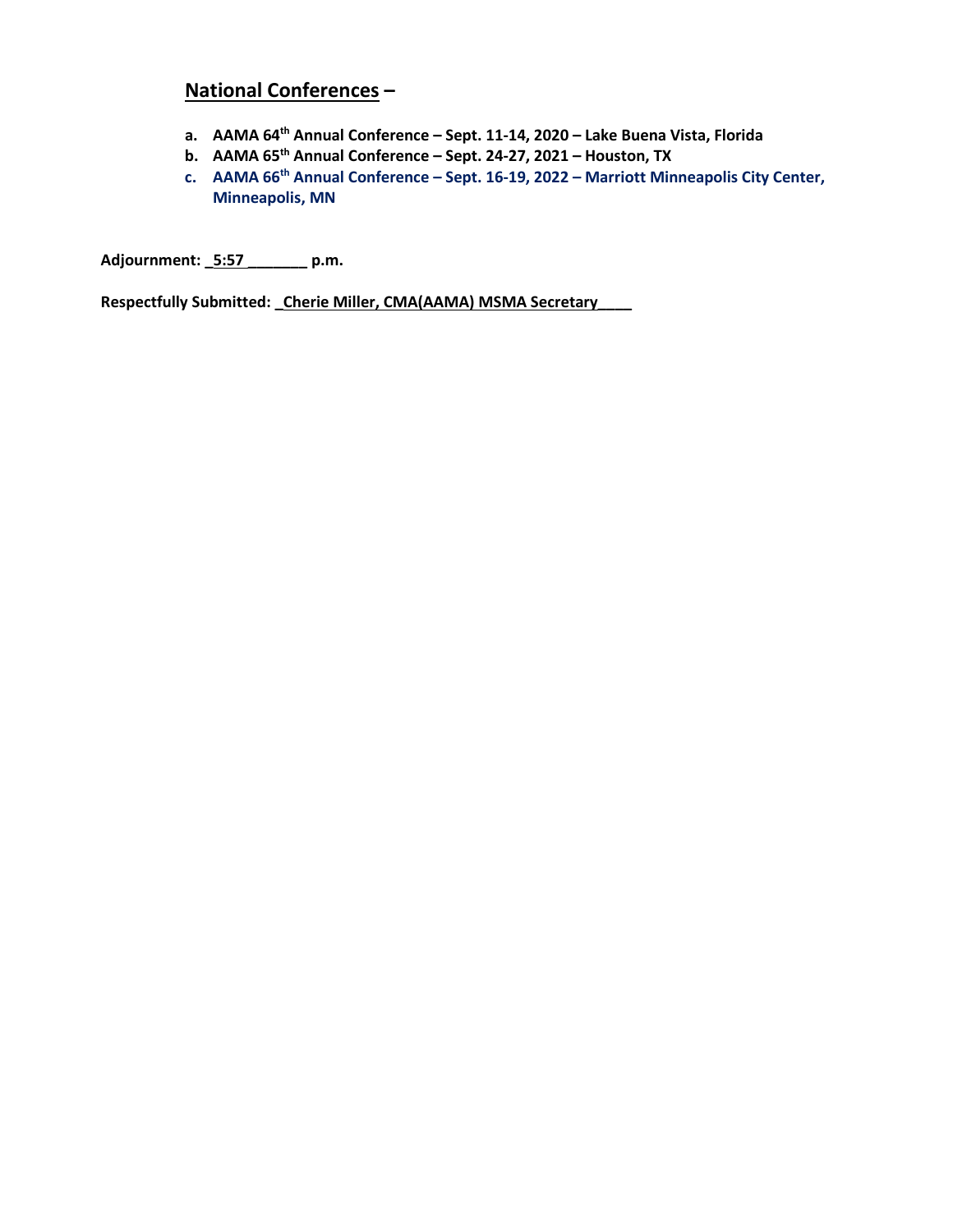## National Conferences –

a. **AAMA 64th Annual Conference – Sept. 11-14, 2020 – Lake Buena Vista, Florida**
b. **AAMA 65th Annual Conference – Sept. 24-27, 2021 – Houston, TX**
c. **AAMA 66th Annual Conference – Sept. 16-19, 2022 – Marriott Minneapolis City Center, Minneapolis, MN**

**Adjournment: _5:57_______ p.m.**

**Respectfully Submitted: _Cherie Miller, CMA(AAMA) MSMA Secretary____**